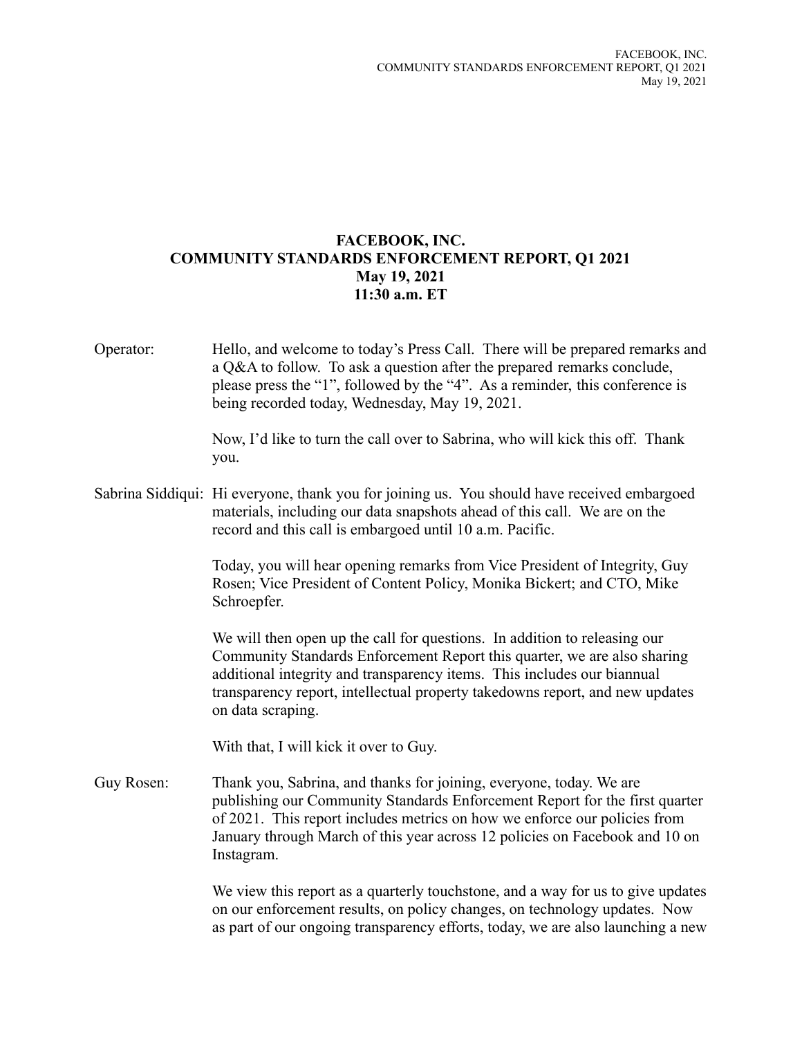# FACEBOOK, INC.
## COMMUNITY STANDARDS ENFORCEMENT REPORT, Q1 2021
**May 19, 2021**
**11:30 a.m. ET**

Operator: Hello, and welcome to today's Press Call. There will be prepared remarks and a Q&A to follow. To ask a question after the prepared remarks conclude, please press the "1", followed by the "4". As a reminder, this conference is being recorded today, Wednesday, May 19, 2021.

Now, I'd like to turn the call over to Sabrina, who will kick this off. Thank you.

Sabrina Siddiqui: Hi everyone, thank you for joining us. You should have received embargoed materials, including our data snapshots ahead of this call. We are on the record and this call is embargoed until 10 a.m. Pacific.

Today, you will hear opening remarks from Vice President of Integrity, Guy Rosen; Vice President of Content Policy, Monika Bickert; and CTO, Mike Schroepfer.

We will then open up the call for questions. In addition to releasing our Community Standards Enforcement Report this quarter, we are also sharing additional integrity and transparency items. This includes our biannual transparency report, intellectual property takedowns report, and new updates on data scraping.

With that, I will kick it over to Guy.

Guy Rosen: Thank you, Sabrina, and thanks for joining, everyone, today. We are publishing our Community Standards Enforcement Report for the first quarter of 2021. This report includes metrics on how we enforce our policies from January through March of this year across 12 policies on Facebook and 10 on Instagram.

We view this report as a quarterly touchstone, and a way for us to give updates on our enforcement results, on policy changes, on technology updates. Now as part of our ongoing transparency efforts, today, we are also launching a new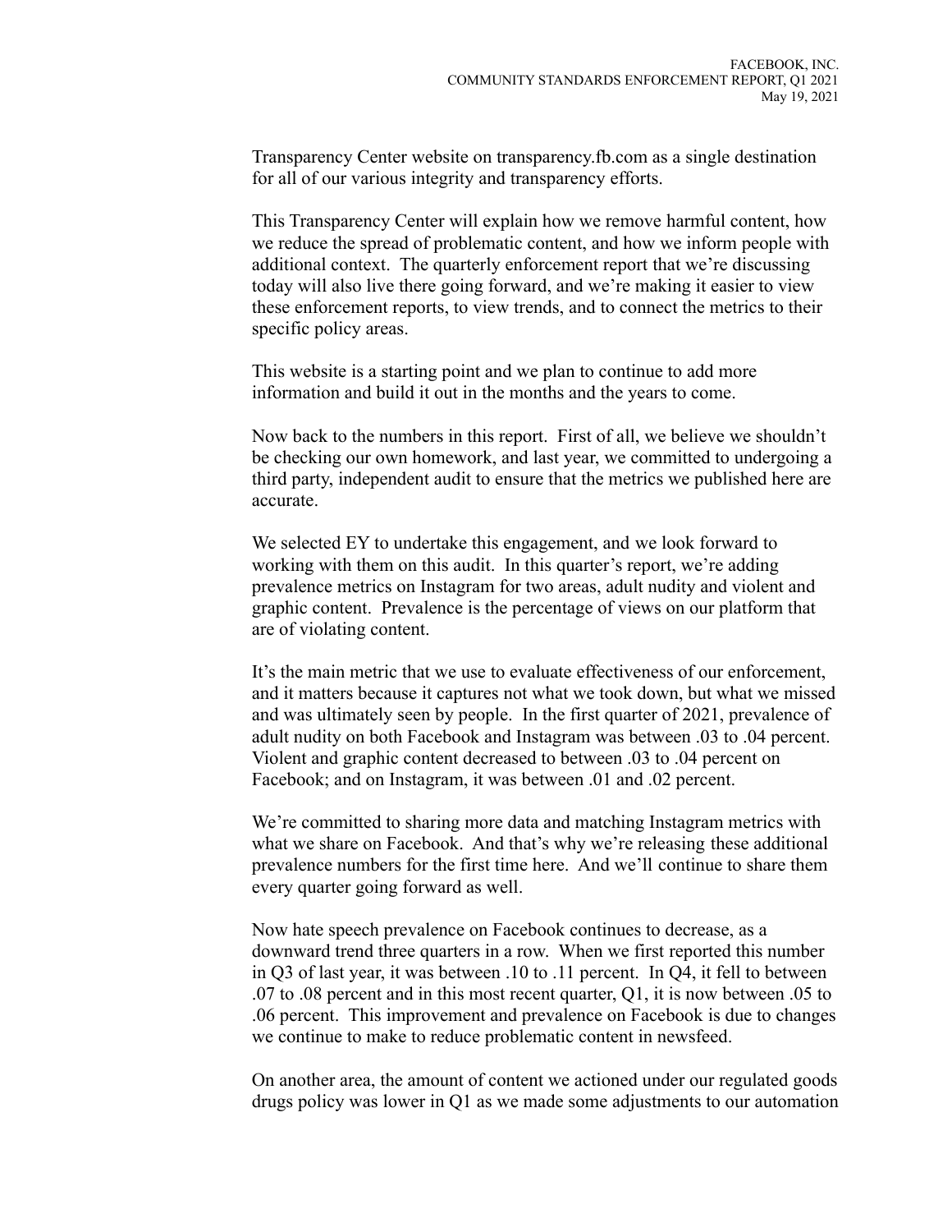Transparency Center website on transparency.fb.com as a single destination for all of our various integrity and transparency efforts.

This Transparency Center will explain how we remove harmful content, how we reduce the spread of problematic content, and how we inform people with additional context. The quarterly enforcement report that we're discussing today will also live there going forward, and we're making it easier to view these enforcement reports, to view trends, and to connect the metrics to their specific policy areas.

This website is a starting point and we plan to continue to add more information and build it out in the months and the years to come.

Now back to the numbers in this report. First of all, we believe we shouldn't be checking our own homework, and last year, we committed to undergoing a third party, independent audit to ensure that the metrics we published here are accurate.

We selected EY to undertake this engagement, and we look forward to working with them on this audit. In this quarter's report, we're adding prevalence metrics on Instagram for two areas, adult nudity and violent and graphic content. Prevalence is the percentage of views on our platform that are of violating content.

It's the main metric that we use to evaluate effectiveness of our enforcement, and it matters because it captures not what we took down, but what we missed and was ultimately seen by people. In the first quarter of 2021, prevalence of adult nudity on both Facebook and Instagram was between .03 to .04 percent. Violent and graphic content decreased to between .03 to .04 percent on Facebook; and on Instagram, it was between .01 and .02 percent.

We're committed to sharing more data and matching Instagram metrics with what we share on Facebook. And that's why we're releasing these additional prevalence numbers for the first time here. And we'll continue to share them every quarter going forward as well.

Now hate speech prevalence on Facebook continues to decrease, as a downward trend three quarters in a row. When we first reported this number in Q3 of last year, it was between .10 to .11 percent. In Q4, it fell to between .07 to .08 percent and in this most recent quarter, Q1, it is now between .05 to .06 percent. This improvement and prevalence on Facebook is due to changes we continue to make to reduce problematic content in newsfeed.

On another area, the amount of content we actioned under our regulated goods drugs policy was lower in Q1 as we made some adjustments to our automation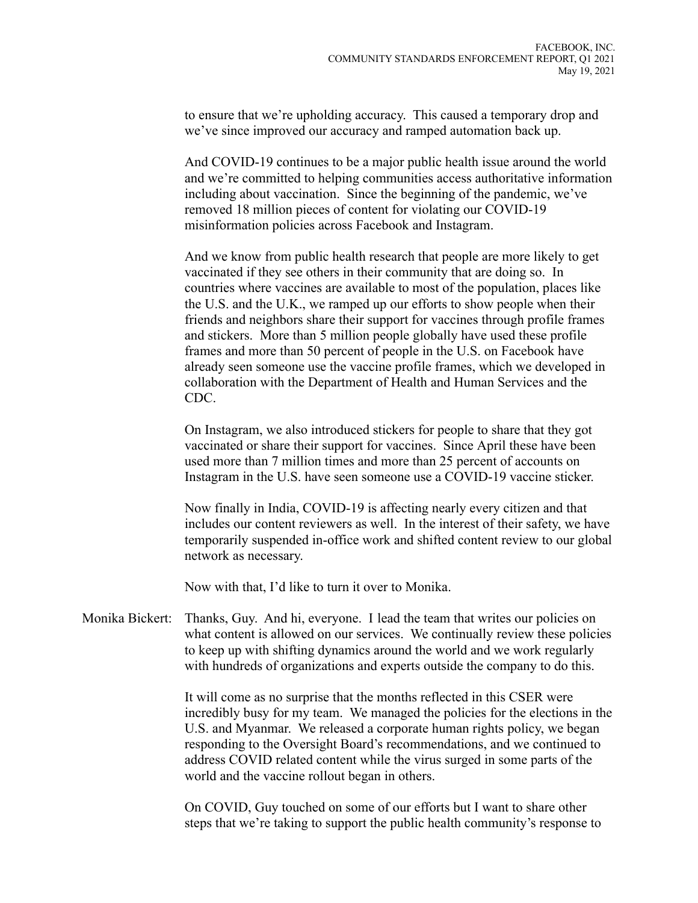to ensure that we're upholding accuracy. This caused a temporary drop and we've since improved our accuracy and ramped automation back up.

And COVID-19 continues to be a major public health issue around the world and we're committed to helping communities access authoritative information including about vaccination. Since the beginning of the pandemic, we've removed 18 million pieces of content for violating our COVID-19 misinformation policies across Facebook and Instagram.

And we know from public health research that people are more likely to get vaccinated if they see others in their community that are doing so. In countries where vaccines are available to most of the population, places like the U.S. and the U.K., we ramped up our efforts to show people when their friends and neighbors share their support for vaccines through profile frames and stickers. More than 5 million people globally have used these profile frames and more than 50 percent of people in the U.S. on Facebook have already seen someone use the vaccine profile frames, which we developed in collaboration with the Department of Health and Human Services and the CDC.

On Instagram, we also introduced stickers for people to share that they got vaccinated or share their support for vaccines. Since April these have been used more than 7 million times and more than 25 percent of accounts on Instagram in the U.S. have seen someone use a COVID-19 vaccine sticker.

Now finally in India, COVID-19 is affecting nearly every citizen and that includes our content reviewers as well. In the interest of their safety, we have temporarily suspended in-office work and shifted content review to our global network as necessary.

Now with that, I'd like to turn it over to Monika.

Monika Bickert: Thanks, Guy. And hi, everyone. I lead the team that writes our policies on what content is allowed on our services. We continually review these policies to keep up with shifting dynamics around the world and we work regularly with hundreds of organizations and experts outside the company to do this.

It will come as no surprise that the months reflected in this CSER were incredibly busy for my team. We managed the policies for the elections in the U.S. and Myanmar. We released a corporate human rights policy, we began responding to the Oversight Board's recommendations, and we continued to address COVID related content while the virus surged in some parts of the world and the vaccine rollout began in others.

On COVID, Guy touched on some of our efforts but I want to share other steps that we're taking to support the public health community's response to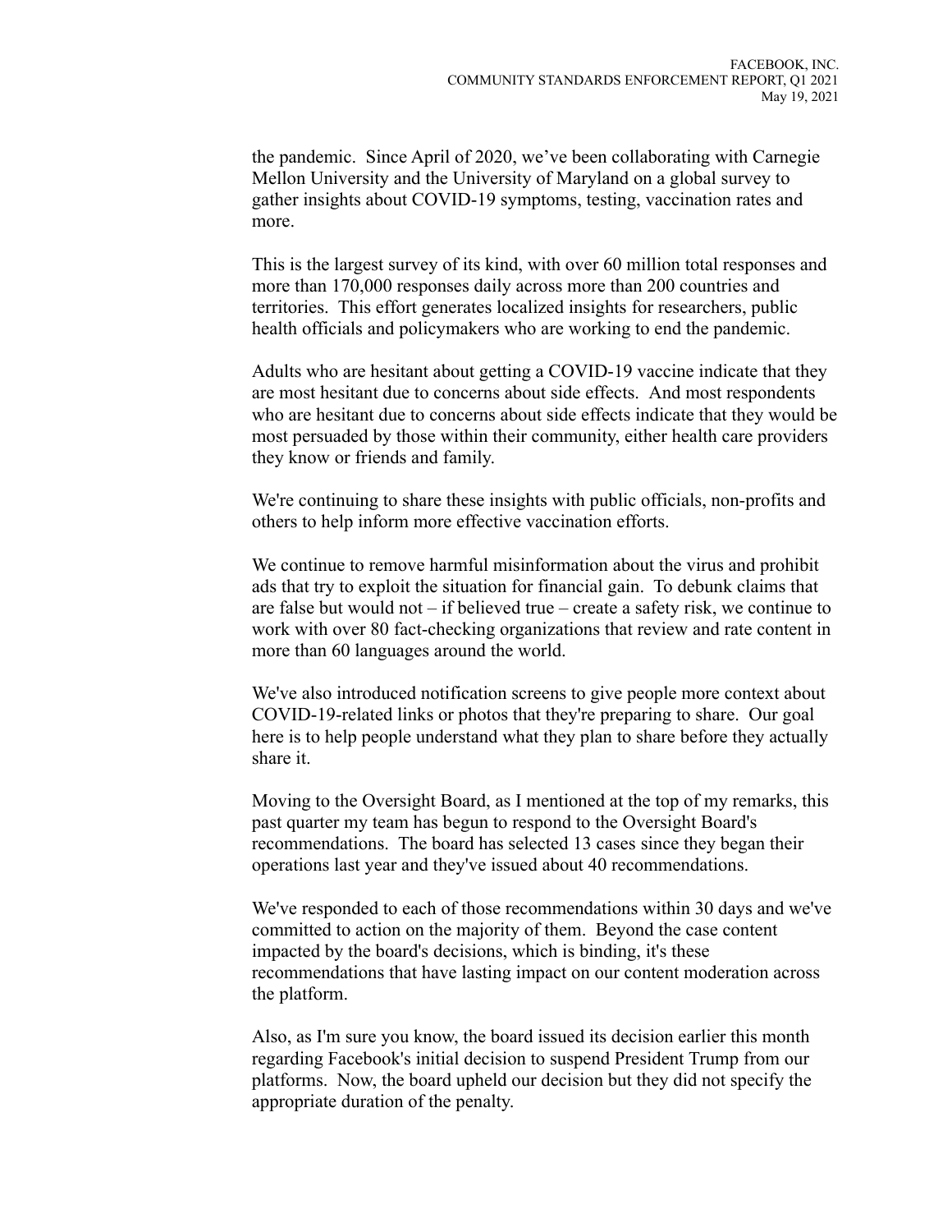the pandemic. Since April of 2020, we've been collaborating with Carnegie Mellon University and the University of Maryland on a global survey to gather insights about COVID-19 symptoms, testing, vaccination rates and more.

This is the largest survey of its kind, with over 60 million total responses and more than 170,000 responses daily across more than 200 countries and territories. This effort generates localized insights for researchers, public health officials and policymakers who are working to end the pandemic.

Adults who are hesitant about getting a COVID-19 vaccine indicate that they are most hesitant due to concerns about side effects. And most respondents who are hesitant due to concerns about side effects indicate that they would be most persuaded by those within their community, either health care providers they know or friends and family.

We're continuing to share these insights with public officials, non-profits and others to help inform more effective vaccination efforts.

We continue to remove harmful misinformation about the virus and prohibit ads that try to exploit the situation for financial gain. To debunk claims that are false but would not – if believed true – create a safety risk, we continue to work with over 80 fact-checking organizations that review and rate content in more than 60 languages around the world.

We've also introduced notification screens to give people more context about COVID-19-related links or photos that they're preparing to share. Our goal here is to help people understand what they plan to share before they actually share it.

Moving to the Oversight Board, as I mentioned at the top of my remarks, this past quarter my team has begun to respond to the Oversight Board's recommendations. The board has selected 13 cases since they began their operations last year and they've issued about 40 recommendations.

We've responded to each of those recommendations within 30 days and we've committed to action on the majority of them. Beyond the case content impacted by the board's decisions, which is binding, it's these recommendations that have lasting impact on our content moderation across the platform.

Also, as I'm sure you know, the board issued its decision earlier this month regarding Facebook's initial decision to suspend President Trump from our platforms. Now, the board upheld our decision but they did not specify the appropriate duration of the penalty.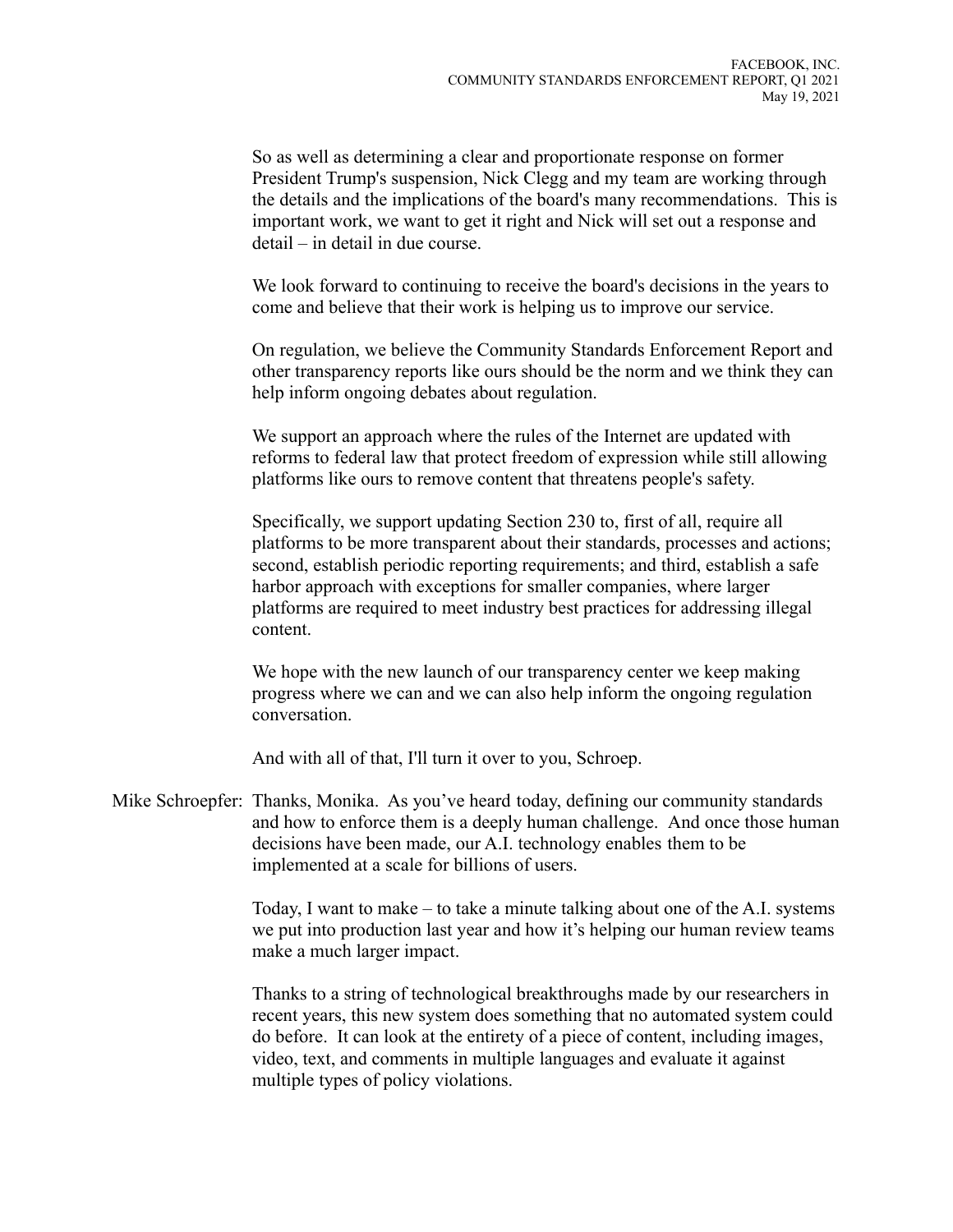So as well as determining a clear and proportionate response on former President Trump's suspension, Nick Clegg and my team are working through the details and the implications of the board's many recommendations. This is important work, we want to get it right and Nick will set out a response and detail – in detail in due course.

We look forward to continuing to receive the board's decisions in the years to come and believe that their work is helping us to improve our service.

On regulation, we believe the Community Standards Enforcement Report and other transparency reports like ours should be the norm and we think they can help inform ongoing debates about regulation.

We support an approach where the rules of the Internet are updated with reforms to federal law that protect freedom of expression while still allowing platforms like ours to remove content that threatens people's safety.

Specifically, we support updating Section 230 to, first of all, require all platforms to be more transparent about their standards, processes and actions; second, establish periodic reporting requirements; and third, establish a safe harbor approach with exceptions for smaller companies, where larger platforms are required to meet industry best practices for addressing illegal content.

We hope with the new launch of our transparency center we keep making progress where we can and we can also help inform the ongoing regulation conversation.

And with all of that, I'll turn it over to you, Schroep.

Mike Schroepfer: Thanks, Monika. As you've heard today, defining our community standards and how to enforce them is a deeply human challenge. And once those human decisions have been made, our A.I. technology enables them to be implemented at a scale for billions of users.

Today, I want to make – to take a minute talking about one of the A.I. systems we put into production last year and how it's helping our human review teams make a much larger impact.

Thanks to a string of technological breakthroughs made by our researchers in recent years, this new system does something that no automated system could do before. It can look at the entirety of a piece of content, including images, video, text, and comments in multiple languages and evaluate it against multiple types of policy violations.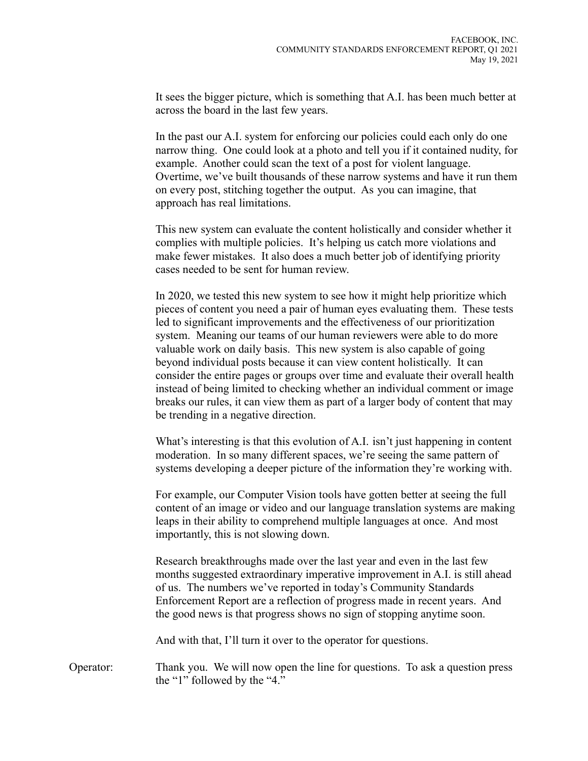It sees the bigger picture, which is something that A.I. has been much better at across the board in the last few years.

In the past our A.I. system for enforcing our policies could each only do one narrow thing. One could look at a photo and tell you if it contained nudity, for example. Another could scan the text of a post for violent language. Overtime, we've built thousands of these narrow systems and have it run them on every post, stitching together the output. As you can imagine, that approach has real limitations.

This new system can evaluate the content holistically and consider whether it complies with multiple policies. It's helping us catch more violations and make fewer mistakes. It also does a much better job of identifying priority cases needed to be sent for human review.

In 2020, we tested this new system to see how it might help prioritize which pieces of content you need a pair of human eyes evaluating them. These tests led to significant improvements and the effectiveness of our prioritization system. Meaning our teams of our human reviewers were able to do more valuable work on daily basis. This new system is also capable of going beyond individual posts because it can view content holistically. It can consider the entire pages or groups over time and evaluate their overall health instead of being limited to checking whether an individual comment or image breaks our rules, it can view them as part of a larger body of content that may be trending in a negative direction.

What's interesting is that this evolution of A.I. isn't just happening in content moderation. In so many different spaces, we're seeing the same pattern of systems developing a deeper picture of the information they're working with.

For example, our Computer Vision tools have gotten better at seeing the full content of an image or video and our language translation systems are making leaps in their ability to comprehend multiple languages at once. And most importantly, this is not slowing down.

Research breakthroughs made over the last year and even in the last few months suggested extraordinary imperative improvement in A.I. is still ahead of us. The numbers we've reported in today's Community Standards Enforcement Report are a reflection of progress made in recent years. And the good news is that progress shows no sign of stopping anytime soon.

And with that, I'll turn it over to the operator for questions.

Operator: Thank you. We will now open the line for questions. To ask a question press the "1" followed by the "4."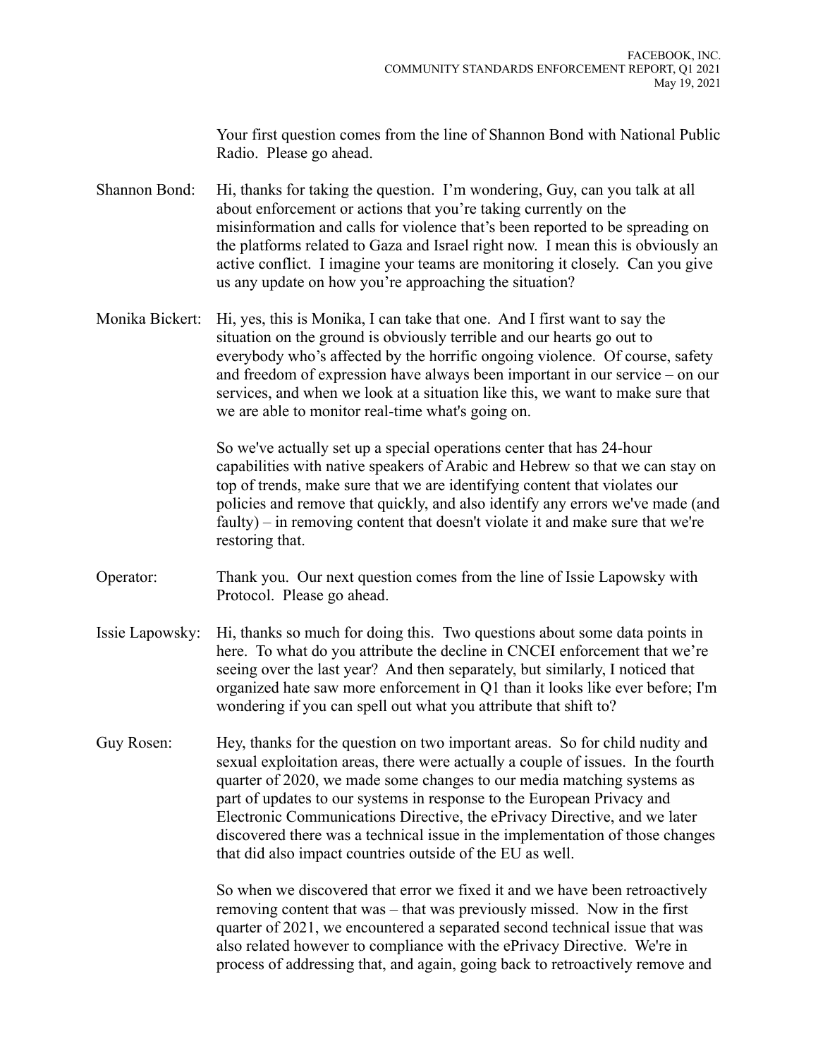Your first question comes from the line of Shannon Bond with National Public Radio. Please go ahead.

Shannon Bond: Hi, thanks for taking the question. I'm wondering, Guy, can you talk at all about enforcement or actions that you're taking currently on the misinformation and calls for violence that's been reported to be spreading on the platforms related to Gaza and Israel right now. I mean this is obviously an active conflict. I imagine your teams are monitoring it closely. Can you give us any update on how you're approaching the situation?

Monika Bickert: Hi, yes, this is Monika, I can take that one. And I first want to say the situation on the ground is obviously terrible and our hearts go out to everybody who's affected by the horrific ongoing violence. Of course, safety and freedom of expression have always been important in our service – on our services, and when we look at a situation like this, we want to make sure that we are able to monitor real-time what's going on.

So we've actually set up a special operations center that has 24-hour capabilities with native speakers of Arabic and Hebrew so that we can stay on top of trends, make sure that we are identifying content that violates our policies and remove that quickly, and also identify any errors we've made (and faulty) – in removing content that doesn't violate it and make sure that we're restoring that.

Operator: Thank you. Our next question comes from the line of Issie Lapowsky with Protocol. Please go ahead.

Issie Lapowsky: Hi, thanks so much for doing this. Two questions about some data points in here. To what do you attribute the decline in CNCEI enforcement that we're seeing over the last year? And then separately, but similarly, I noticed that organized hate saw more enforcement in Q1 than it looks like ever before; I'm wondering if you can spell out what you attribute that shift to?

Guy Rosen: Hey, thanks for the question on two important areas. So for child nudity and sexual exploitation areas, there were actually a couple of issues. In the fourth quarter of 2020, we made some changes to our media matching systems as part of updates to our systems in response to the European Privacy and Electronic Communications Directive, the ePrivacy Directive, and we later discovered there was a technical issue in the implementation of those changes that did also impact countries outside of the EU as well.

So when we discovered that error we fixed it and we have been retroactively removing content that was – that was previously missed. Now in the first quarter of 2021, we encountered a separated second technical issue that was also related however to compliance with the ePrivacy Directive. We're in process of addressing that, and again, going back to retroactively remove and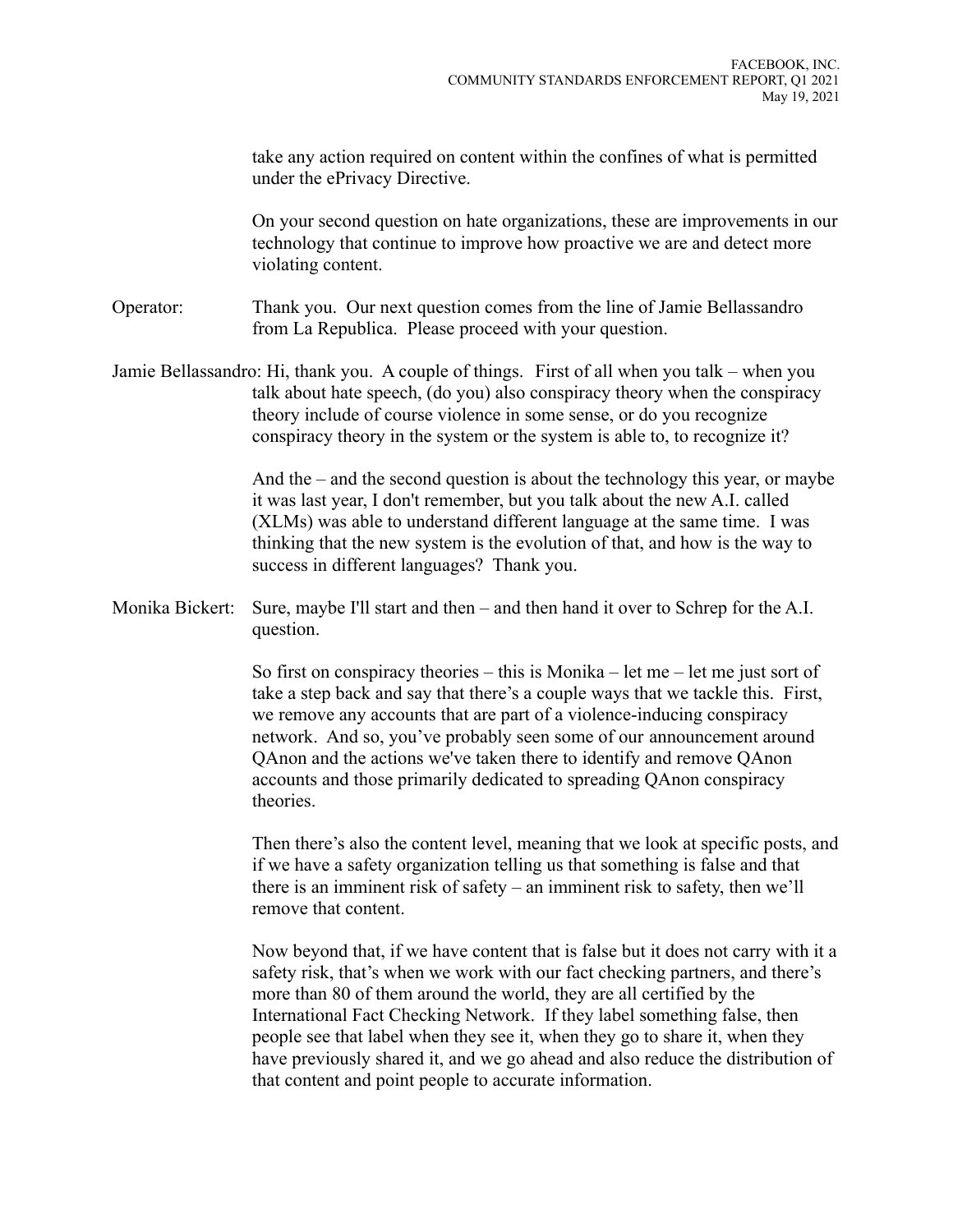take any action required on content within the confines of what is permitted under the ePrivacy Directive.

On your second question on hate organizations, these are improvements in our technology that continue to improve how proactive we are and detect more violating content.

Operator: Thank you. Our next question comes from the line of Jamie Bellassandro from La Republica. Please proceed with your question.

Jamie Bellassandro: Hi, thank you. A couple of things. First of all when you talk – when you talk about hate speech, (do you) also conspiracy theory when the conspiracy theory include of course violence in some sense, or do you recognize conspiracy theory in the system or the system is able to, to recognize it?

And the – and the second question is about the technology this year, or maybe it was last year, I don't remember, but you talk about the new A.I. called (XLMs) was able to understand different language at the same time. I was thinking that the new system is the evolution of that, and how is the way to success in different languages? Thank you.

Monika Bickert: Sure, maybe I'll start and then – and then hand it over to Schrep for the A.I. question.

So first on conspiracy theories – this is Monika – let me – let me just sort of take a step back and say that there's a couple ways that we tackle this. First, we remove any accounts that are part of a violence-inducing conspiracy network. And so, you've probably seen some of our announcement around QAnon and the actions we've taken there to identify and remove QAnon accounts and those primarily dedicated to spreading QAnon conspiracy theories.

Then there's also the content level, meaning that we look at specific posts, and if we have a safety organization telling us that something is false and that there is an imminent risk of safety – an imminent risk to safety, then we'll remove that content.

Now beyond that, if we have content that is false but it does not carry with it a safety risk, that's when we work with our fact checking partners, and there's more than 80 of them around the world, they are all certified by the International Fact Checking Network. If they label something false, then people see that label when they see it, when they go to share it, when they have previously shared it, and we go ahead and also reduce the distribution of that content and point people to accurate information.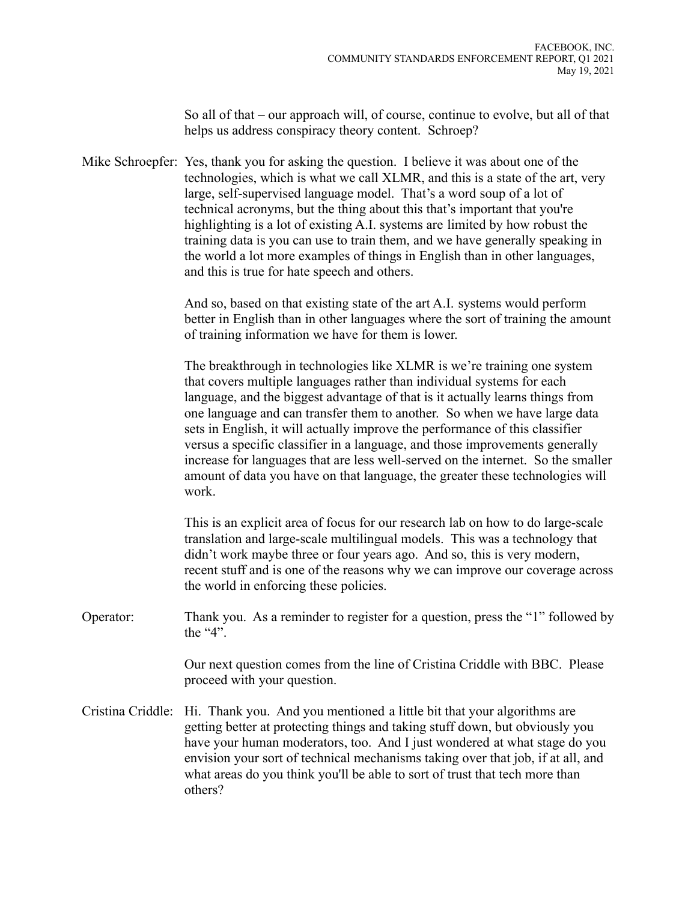So all of that – our approach will, of course, continue to evolve, but all of that helps us address conspiracy theory content. Schroep?

Mike Schroepfer: Yes, thank you for asking the question. I believe it was about one of the technologies, which is what we call XLMR, and this is a state of the art, very large, self-supervised language model. That's a word soup of a lot of technical acronyms, but the thing about this that's important that you're highlighting is a lot of existing A.I. systems are limited by how robust the training data is you can use to train them, and we have generally speaking in the world a lot more examples of things in English than in other languages, and this is true for hate speech and others.

And so, based on that existing state of the art A.I. systems would perform better in English than in other languages where the sort of training the amount of training information we have for them is lower.

The breakthrough in technologies like XLMR is we're training one system that covers multiple languages rather than individual systems for each language, and the biggest advantage of that is it actually learns things from one language and can transfer them to another. So when we have large data sets in English, it will actually improve the performance of this classifier versus a specific classifier in a language, and those improvements generally increase for languages that are less well-served on the internet. So the smaller amount of data you have on that language, the greater these technologies will work.

This is an explicit area of focus for our research lab on how to do large-scale translation and large-scale multilingual models. This was a technology that didn't work maybe three or four years ago. And so, this is very modern, recent stuff and is one of the reasons why we can improve our coverage across the world in enforcing these policies.

Operator: Thank you. As a reminder to register for a question, press the "1" followed by the "4".

Our next question comes from the line of Cristina Criddle with BBC. Please proceed with your question.

Cristina Criddle: Hi. Thank you. And you mentioned a little bit that your algorithms are getting better at protecting things and taking stuff down, but obviously you have your human moderators, too. And I just wondered at what stage do you envision your sort of technical mechanisms taking over that job, if at all, and what areas do you think you'll be able to sort of trust that tech more than others?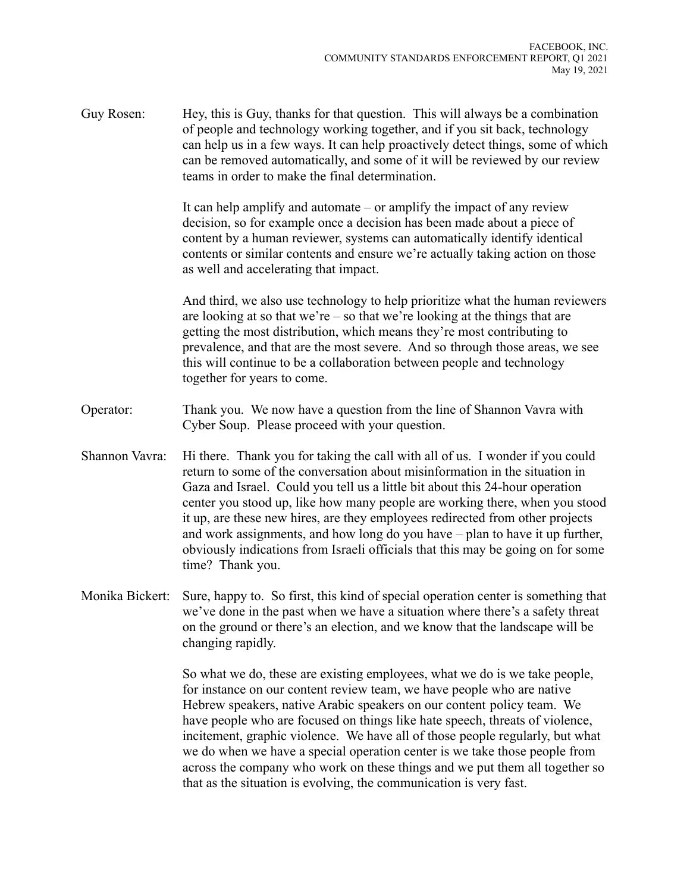Guy Rosen: Hey, this is Guy, thanks for that question. This will always be a combination of people and technology working together, and if you sit back, technology can help us in a few ways. It can help proactively detect things, some of which can be removed automatically, and some of it will be reviewed by our review teams in order to make the final determination.

It can help amplify and automate – or amplify the impact of any review decision, so for example once a decision has been made about a piece of content by a human reviewer, systems can automatically identify identical contents or similar contents and ensure we're actually taking action on those as well and accelerating that impact.

And third, we also use technology to help prioritize what the human reviewers are looking at so that we're – so that we're looking at the things that are getting the most distribution, which means they're most contributing to prevalence, and that are the most severe. And so through those areas, we see this will continue to be a collaboration between people and technology together for years to come.

Operator: Thank you. We now have a question from the line of Shannon Vavra with Cyber Soup. Please proceed with your question.

Shannon Vavra: Hi there. Thank you for taking the call with all of us. I wonder if you could return to some of the conversation about misinformation in the situation in Gaza and Israel. Could you tell us a little bit about this 24-hour operation center you stood up, like how many people are working there, when you stood it up, are these new hires, are they employees redirected from other projects and work assignments, and how long do you have – plan to have it up further, obviously indications from Israeli officials that this may be going on for some time? Thank you.

Monika Bickert: Sure, happy to. So first, this kind of special operation center is something that we've done in the past when we have a situation where there's a safety threat on the ground or there's an election, and we know that the landscape will be changing rapidly.

So what we do, these are existing employees, what we do is we take people, for instance on our content review team, we have people who are native Hebrew speakers, native Arabic speakers on our content policy team. We have people who are focused on things like hate speech, threats of violence, incitement, graphic violence. We have all of those people regularly, but what we do when we have a special operation center is we take those people from across the company who work on these things and we put them all together so that as the situation is evolving, the communication is very fast.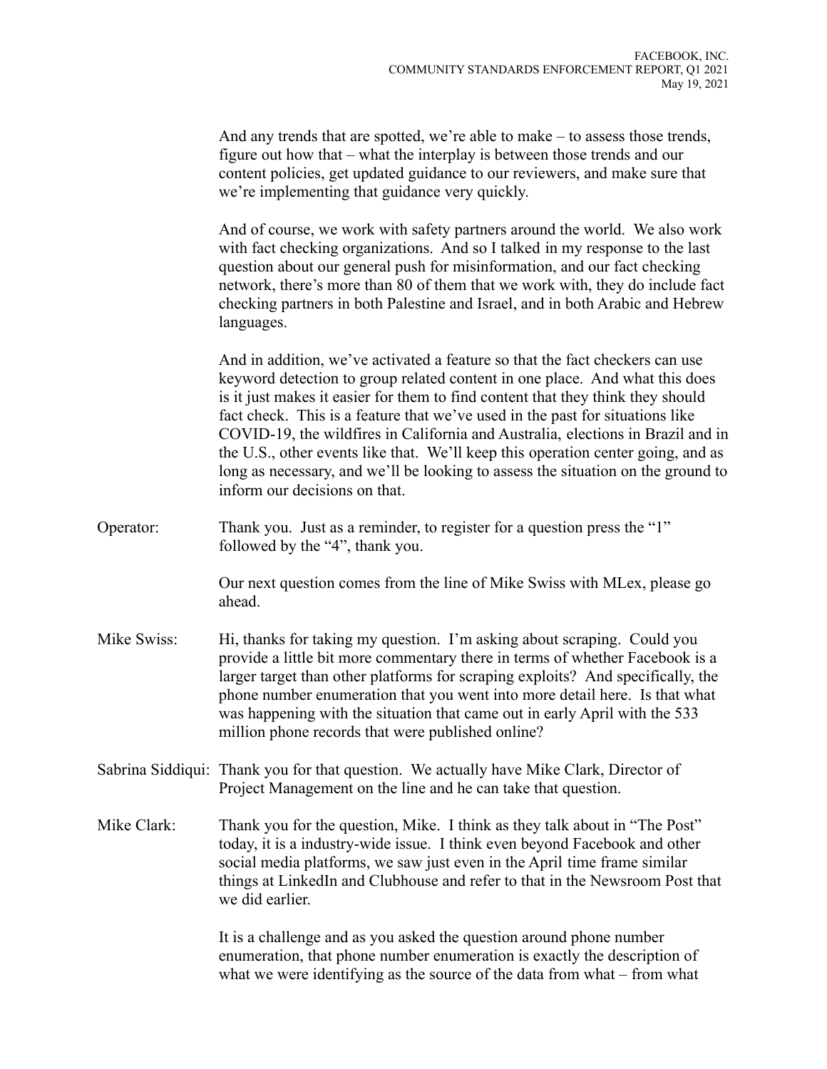And any trends that are spotted, we're able to make – to assess those trends, figure out how that – what the interplay is between those trends and our content policies, get updated guidance to our reviewers, and make sure that we're implementing that guidance very quickly.

And of course, we work with safety partners around the world. We also work with fact checking organizations. And so I talked in my response to the last question about our general push for misinformation, and our fact checking network, there's more than 80 of them that we work with, they do include fact checking partners in both Palestine and Israel, and in both Arabic and Hebrew languages.

And in addition, we've activated a feature so that the fact checkers can use keyword detection to group related content in one place. And what this does is it just makes it easier for them to find content that they think they should fact check. This is a feature that we've used in the past for situations like COVID-19, the wildfires in California and Australia, elections in Brazil and in the U.S., other events like that. We'll keep this operation center going, and as long as necessary, and we'll be looking to assess the situation on the ground to inform our decisions on that.

Operator: Thank you. Just as a reminder, to register for a question press the "1" followed by the "4", thank you.

Our next question comes from the line of Mike Swiss with MLex, please go ahead.

Mike Swiss: Hi, thanks for taking my question. I'm asking about scraping. Could you provide a little bit more commentary there in terms of whether Facebook is a larger target than other platforms for scraping exploits? And specifically, the phone number enumeration that you went into more detail here. Is that what was happening with the situation that came out in early April with the 533 million phone records that were published online?

Sabrina Siddiqui: Thank you for that question. We actually have Mike Clark, Director of Project Management on the line and he can take that question.

Mike Clark: Thank you for the question, Mike. I think as they talk about in "The Post" today, it is a industry-wide issue. I think even beyond Facebook and other social media platforms, we saw just even in the April time frame similar things at LinkedIn and Clubhouse and refer to that in the Newsroom Post that we did earlier.

It is a challenge and as you asked the question around phone number enumeration, that phone number enumeration is exactly the description of what we were identifying as the source of the data from what – from what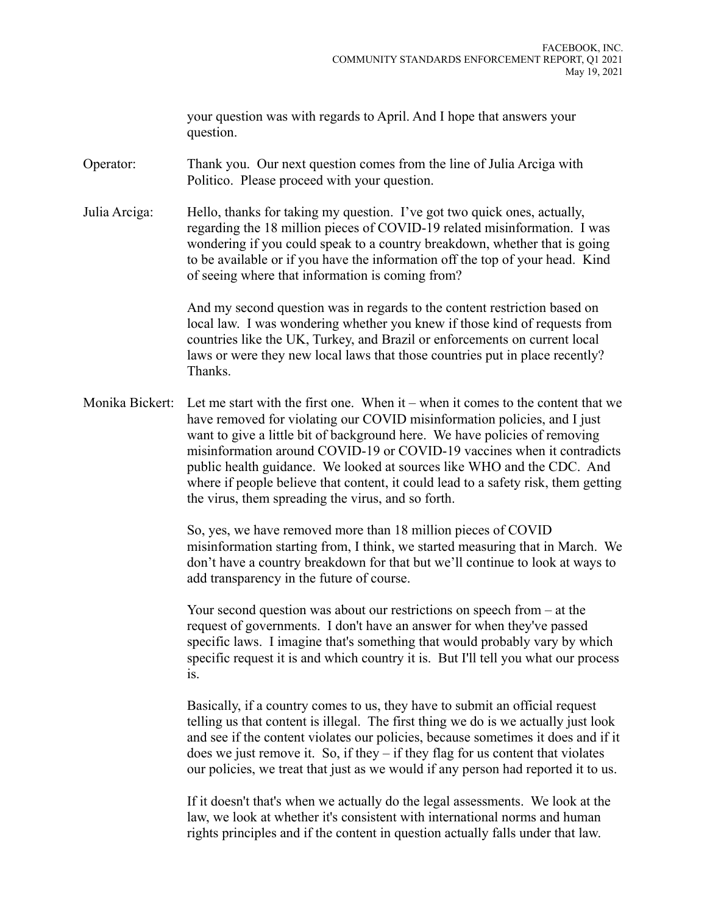your question was with regards to April. And I hope that answers your question.

Operator: Thank you. Our next question comes from the line of Julia Arciga with Politico. Please proceed with your question.

Julia Arciga: Hello, thanks for taking my question. I've got two quick ones, actually, regarding the 18 million pieces of COVID-19 related misinformation. I was wondering if you could speak to a country breakdown, whether that is going to be available or if you have the information off the top of your head. Kind of seeing where that information is coming from?

And my second question was in regards to the content restriction based on local law. I was wondering whether you knew if those kind of requests from countries like the UK, Turkey, and Brazil or enforcements on current local laws or were they new local laws that those countries put in place recently? Thanks.

Monika Bickert: Let me start with the first one. When it – when it comes to the content that we have removed for violating our COVID misinformation policies, and I just want to give a little bit of background here. We have policies of removing misinformation around COVID-19 or COVID-19 vaccines when it contradicts public health guidance. We looked at sources like WHO and the CDC. And where if people believe that content, it could lead to a safety risk, them getting the virus, them spreading the virus, and so forth.

So, yes, we have removed more than 18 million pieces of COVID misinformation starting from, I think, we started measuring that in March. We don't have a country breakdown for that but we'll continue to look at ways to add transparency in the future of course.

Your second question was about our restrictions on speech from – at the request of governments. I don't have an answer for when they've passed specific laws. I imagine that's something that would probably vary by which specific request it is and which country it is. But I'll tell you what our process is.

Basically, if a country comes to us, they have to submit an official request telling us that content is illegal. The first thing we do is we actually just look and see if the content violates our policies, because sometimes it does and if it does we just remove it. So, if they – if they flag for us content that violates our policies, we treat that just as we would if any person had reported it to us.

If it doesn't that's when we actually do the legal assessments. We look at the law, we look at whether it's consistent with international norms and human rights principles and if the content in question actually falls under that law.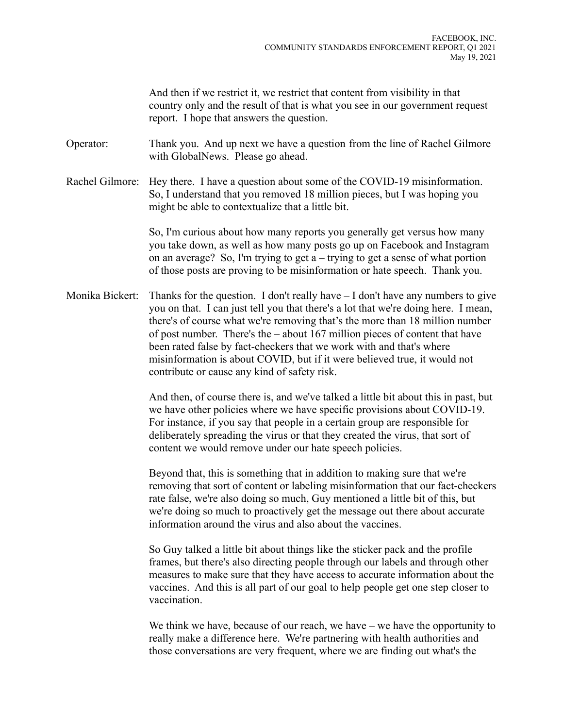And then if we restrict it, we restrict that content from visibility in that country only and the result of that is what you see in our government request report. I hope that answers the question.

Operator: Thank you. And up next we have a question from the line of Rachel Gilmore with GlobalNews. Please go ahead.

Rachel Gilmore: Hey there. I have a question about some of the COVID-19 misinformation. So, I understand that you removed 18 million pieces, but I was hoping you might be able to contextualize that a little bit.

So, I'm curious about how many reports you generally get versus how many you take down, as well as how many posts go up on Facebook and Instagram on an average? So, I'm trying to get a – trying to get a sense of what portion of those posts are proving to be misinformation or hate speech. Thank you.

Monika Bickert: Thanks for the question. I don't really have – I don't have any numbers to give you on that. I can just tell you that there's a lot that we're doing here. I mean, there's of course what we're removing that's the more than 18 million number of post number. There's the – about 167 million pieces of content that have been rated false by fact-checkers that we work with and that's where misinformation is about COVID, but if it were believed true, it would not contribute or cause any kind of safety risk.

And then, of course there is, and we've talked a little bit about this in past, but we have other policies where we have specific provisions about COVID-19. For instance, if you say that people in a certain group are responsible for deliberately spreading the virus or that they created the virus, that sort of content we would remove under our hate speech policies.

Beyond that, this is something that in addition to making sure that we're removing that sort of content or labeling misinformation that our fact-checkers rate false, we're also doing so much, Guy mentioned a little bit of this, but we're doing so much to proactively get the message out there about accurate information around the virus and also about the vaccines.

So Guy talked a little bit about things like the sticker pack and the profile frames, but there's also directing people through our labels and through other measures to make sure that they have access to accurate information about the vaccines. And this is all part of our goal to help people get one step closer to vaccination.

We think we have, because of our reach, we have – we have the opportunity to really make a difference here. We're partnering with health authorities and those conversations are very frequent, where we are finding out what's the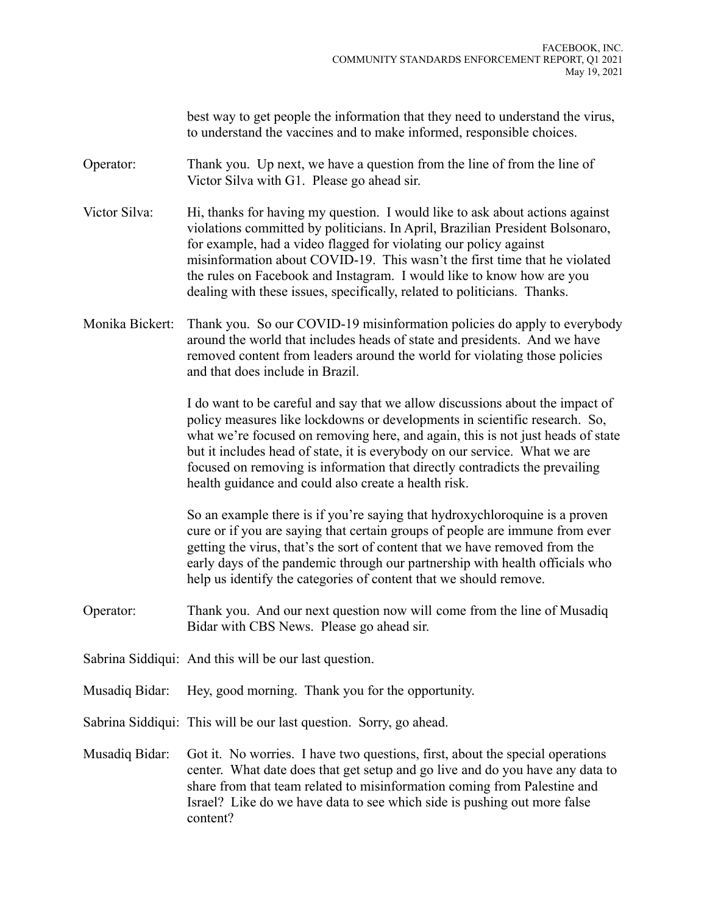best way to get people the information that they need to understand the virus, to understand the vaccines and to make informed, responsible choices.

Operator: Thank you. Up next, we have a question from the line of from the line of Victor Silva with G1. Please go ahead sir.

Victor Silva: Hi, thanks for having my question. I would like to ask about actions against violations committed by politicians. In April, Brazilian President Bolsonaro, for example, had a video flagged for violating our policy against misinformation about COVID-19. This wasn't the first time that he violated the rules on Facebook and Instagram. I would like to know how are you dealing with these issues, specifically, related to politicians. Thanks.

Monika Bickert: Thank you. So our COVID-19 misinformation policies do apply to everybody around the world that includes heads of state and presidents. And we have removed content from leaders around the world for violating those policies and that does include in Brazil.

I do want to be careful and say that we allow discussions about the impact of policy measures like lockdowns or developments in scientific research. So, what we're focused on removing here, and again, this is not just heads of state but it includes head of state, it is everybody on our service. What we are focused on removing is information that directly contradicts the prevailing health guidance and could also create a health risk.

So an example there is if you're saying that hydroxychloroquine is a proven cure or if you are saying that certain groups of people are immune from ever getting the virus, that's the sort of content that we have removed from the early days of the pandemic through our partnership with health officials who help us identify the categories of content that we should remove.

Operator: Thank you. And our next question now will come from the line of Musadiq Bidar with CBS News. Please go ahead sir.

Sabrina Siddiqui: And this will be our last question.

Musadiq Bidar: Hey, good morning. Thank you for the opportunity.

Sabrina Siddiqui: This will be our last question. Sorry, go ahead.

Musadiq Bidar: Got it. No worries. I have two questions, first, about the special operations center. What date does that get setup and go live and do you have any data to share from that team related to misinformation coming from Palestine and Israel? Like do we have data to see which side is pushing out more false content?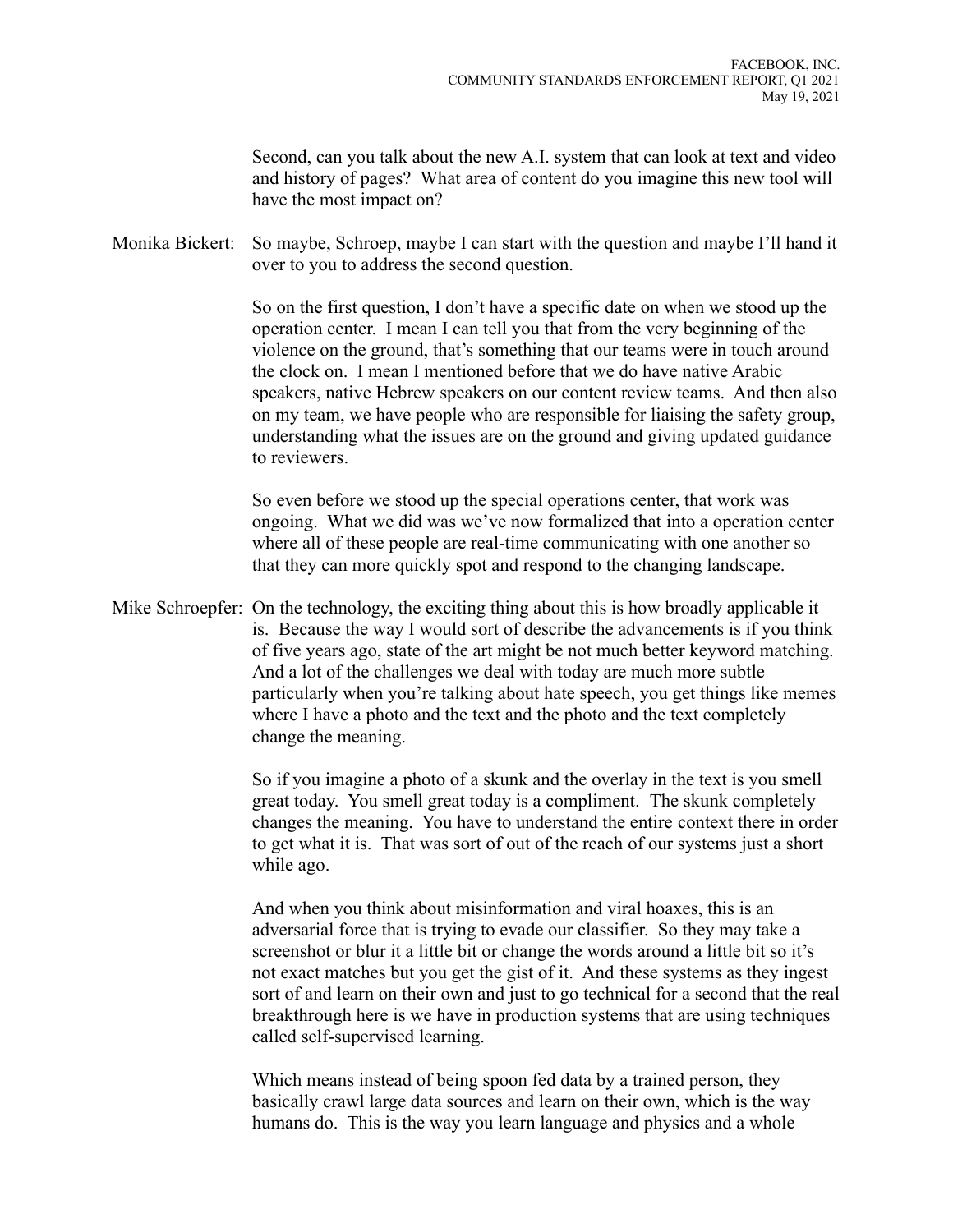Second, can you talk about the new A.I. system that can look at text and video and history of pages? What area of content do you imagine this new tool will have the most impact on?

**Monika Bickert:** So maybe, Schroep, maybe I can start with the question and maybe I'll hand it over to you to address the second question.

So on the first question, I don't have a specific date on when we stood up the operation center. I mean I can tell you that from the very beginning of the violence on the ground, that's something that our teams were in touch around the clock on. I mean I mentioned before that we do have native Arabic speakers, native Hebrew speakers on our content review teams. And then also on my team, we have people who are responsible for liaising the safety group, understanding what the issues are on the ground and giving updated guidance to reviewers.

So even before we stood up the special operations center, that work was ongoing. What we did was we've now formalized that into a operation center where all of these people are real-time communicating with one another so that they can more quickly spot and respond to the changing landscape.

**Mike Schroepfer:** On the technology, the exciting thing about this is how broadly applicable it is. Because the way I would sort of describe the advancements is if you think of five years ago, state of the art might be not much better keyword matching. And a lot of the challenges we deal with today are much more subtle particularly when you're talking about hate speech, you get things like memes where I have a photo and the text and the photo and the text completely change the meaning.

So if you imagine a photo of a skunk and the overlay in the text is you smell great today. You smell great today is a compliment. The skunk completely changes the meaning. You have to understand the entire context there in order to get what it is. That was sort of out of the reach of our systems just a short while ago.

And when you think about misinformation and viral hoaxes, this is an adversarial force that is trying to evade our classifier. So they may take a screenshot or blur it a little bit or change the words around a little bit so it's not exact matches but you get the gist of it. And these systems as they ingest sort of and learn on their own and just to go technical for a second that the real breakthrough here is we have in production systems that are using techniques called self-supervised learning.

Which means instead of being spoon fed data by a trained person, they basically crawl large data sources and learn on their own, which is the way humans do. This is the way you learn language and physics and a whole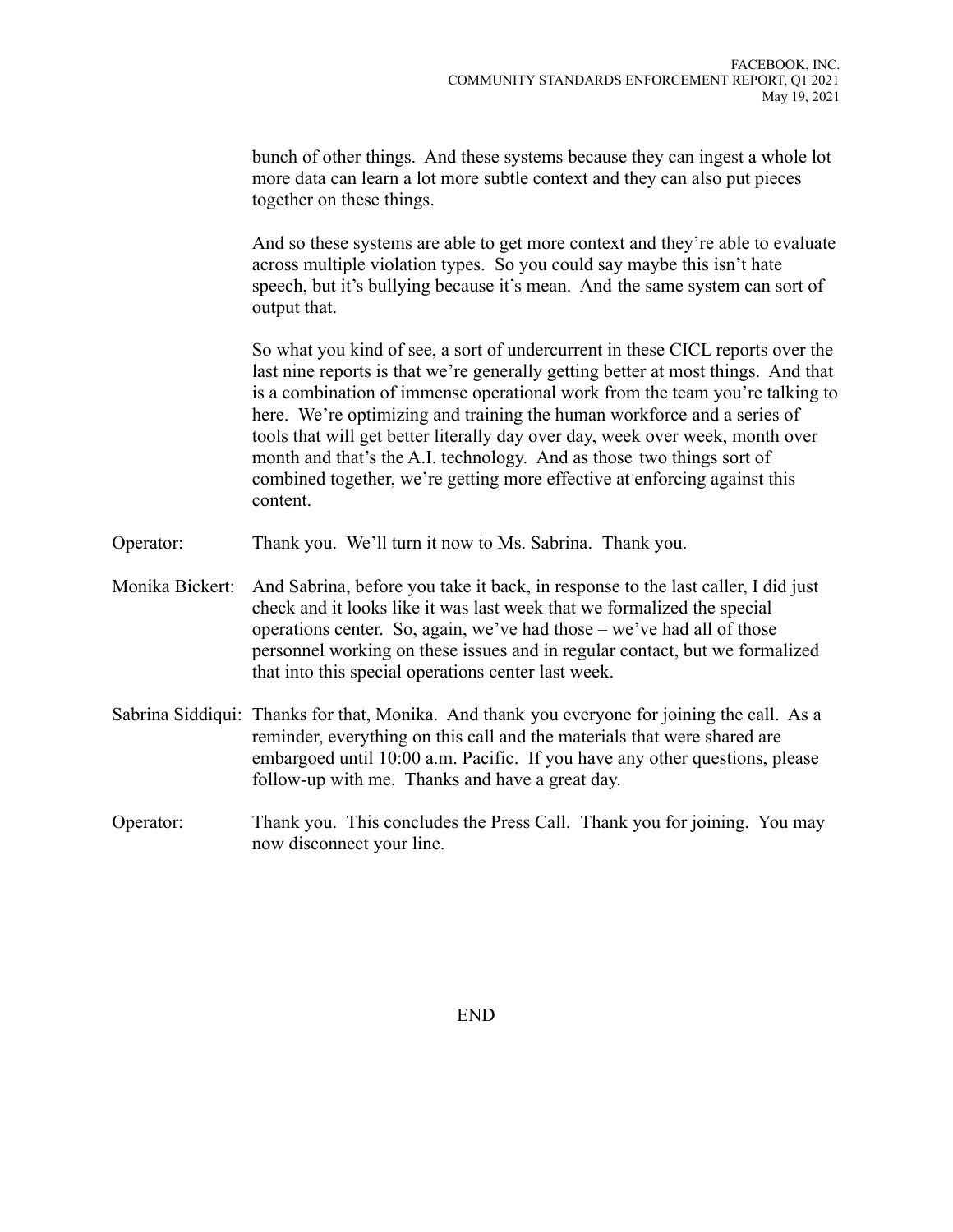bunch of other things. And these systems because they can ingest a whole lot more data can learn a lot more subtle context and they can also put pieces together on these things.

And so these systems are able to get more context and they're able to evaluate across multiple violation types. So you could say maybe this isn't hate speech, but it's bullying because it's mean. And the same system can sort of output that.

So what you kind of see, a sort of undercurrent in these CICL reports over the last nine reports is that we're generally getting better at most things. And that is a combination of immense operational work from the team you're talking to here. We're optimizing and training the human workforce and a series of tools that will get better literally day over day, week over week, month over month and that's the A.I. technology. And as those two things sort of combined together, we're getting more effective at enforcing against this content.

Operator: Thank you. We'll turn it now to Ms. Sabrina. Thank you.

Monika Bickert: And Sabrina, before you take it back, in response to the last caller, I did just check and it looks like it was last week that we formalized the special operations center. So, again, we've had those – we've had all of those personnel working on these issues and in regular contact, but we formalized that into this special operations center last week.

Sabrina Siddiqui: Thanks for that, Monika. And thank you everyone for joining the call. As a reminder, everything on this call and the materials that were shared are embargoed until 10:00 a.m. Pacific. If you have any other questions, please follow-up with me. Thanks and have a great day.

Operator: Thank you. This concludes the Press Call. Thank you for joining. You may now disconnect your line.

END